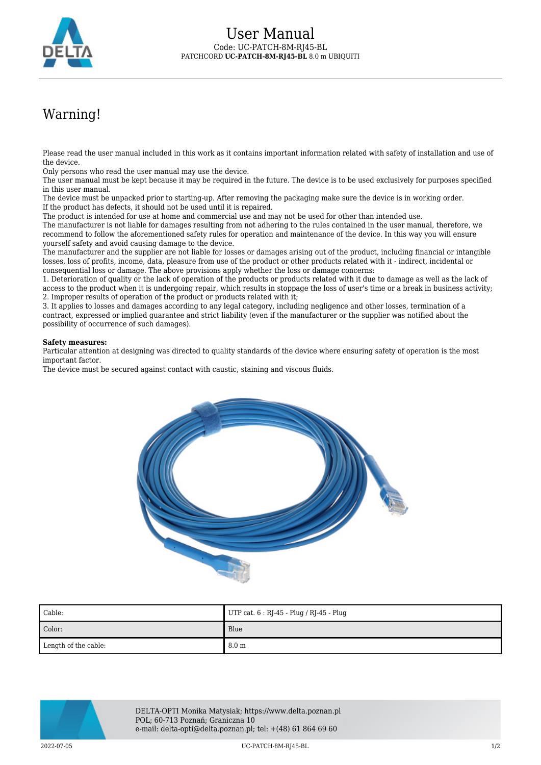# User Manual

Code: UC-PATCH-8M-RJ45-BL
PATCHCORD **UC-PATCH-8M-RJ45-BL** 8.0 m UBIQUITI

## Warning!

Please read the user manual included in this work as it contains important information related with safety of installation and use of the device.
Only persons who read the user manual may use the device.
The user manual must be kept because it may be required in the future. The device is to be used exclusively for purposes specified in this user manual.
The device must be unpacked prior to starting-up. After removing the packaging make sure the device is in working order.
If the product has defects, it should not be used until it is repaired.
The product is intended for use at home and commercial use and may not be used for other than intended use.
The manufacturer is not liable for damages resulting from not adhering to the rules contained in the user manual, therefore, we recommend to follow the aforementioned safety rules for operation and maintenance of the device. In this way you will ensure yourself safety and avoid causing damage to the device.
The manufacturer and the supplier are not liable for losses or damages arising out of the product, including financial or intangible losses, loss of profits, income, data, pleasure from use of the product or other products related with it - indirect, incidental or consequential loss or damage. The above provisions apply whether the loss or damage concerns:
1. Deterioration of quality or the lack of operation of the products or products related with it due to damage as well as the lack of access to the product when it is undergoing repair, which results in stoppage the loss of user's time or a break in business activity;
2. Improper results of operation of the product or products related with it;
3. It applies to losses and damages according to any legal category, including negligence and other losses, termination of a contract, expressed or implied guarantee and strict liability (even if the manufacturer or the supplier was notified about the possibility of occurrence of such damages).

**Safety measures:**
Particular attention at designing was directed to quality standards of the device where ensuring safety of operation is the most important factor.
The device must be secured against contact with caustic, staining and viscous fluids.

| Cable: | UTP cat. 6 : RJ-45 - Plug / RJ-45 - Plug |
|---|---|
| Color: | Blue |
| Length of the cable: | 8.0 m |

DELTA-OPTI Monika Matysiak; https://www.delta.poznan.pl
POL; 60-713 Poznań; Graniczna 10
e-mail: delta-opti@delta.poznan.pl; tel: +(48) 61 864 69 60

2022-07-05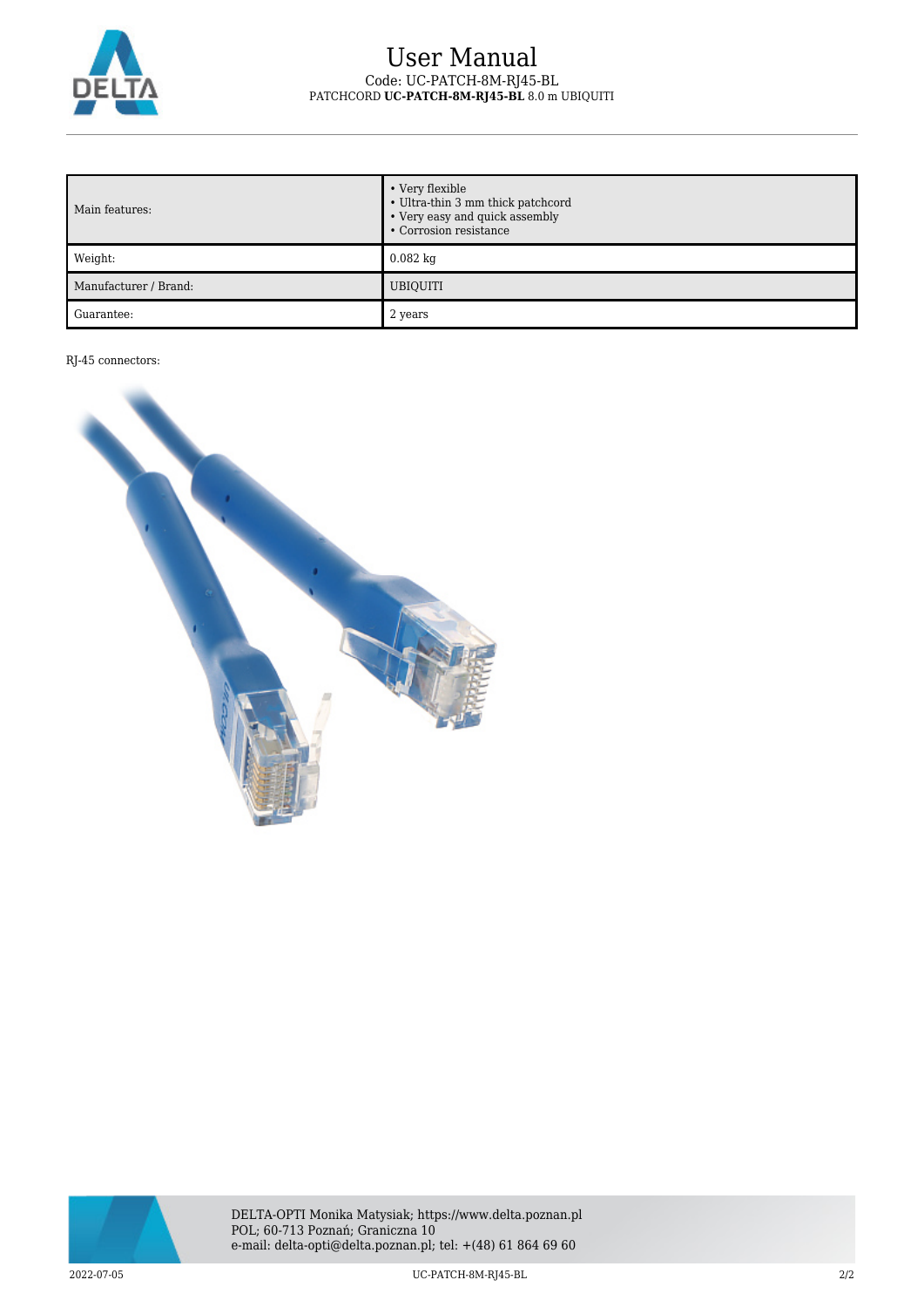| | |
|---|---|
| Main features: | • Very flexible<br>• Ultra-thin 3 mm thick patchcord<br>• Very easy and quick assembly<br>• Corrosion resistance |
| Weight: | 0.082 kg |
| Manufacturer / Brand: | UBIQUITI |
| Guarantee: | 2 years |

RJ-45 connectors:

DELTA-OPTI Monika Matysiak; https://www.delta.poznan.pl
POL; 60-713 Poznań; Graniczna 10
e-mail: delta-opti@delta.poznan.pl; tel: +(48) 61 864 69 60